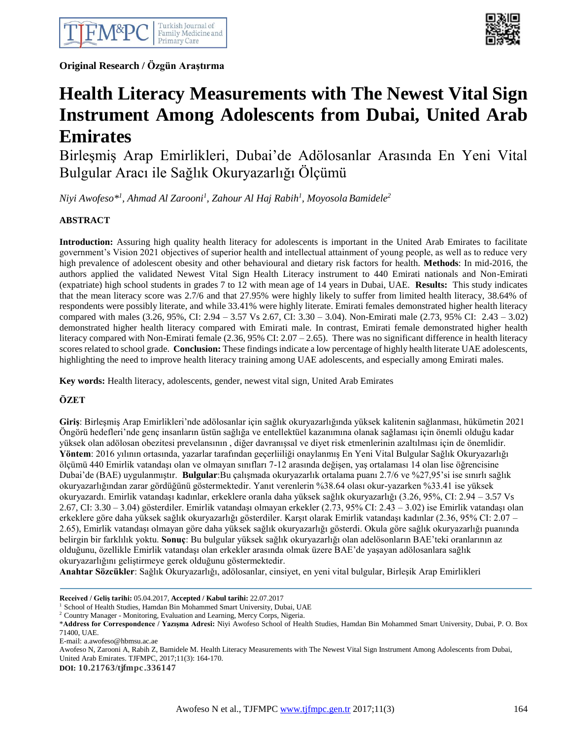**Original Research / Özgün Araştırma**

# Health Literacy Measurements with The Newest Vital Sign Instrument Among Adolescents from Dubai, United Arab Emirates

Birleşmiş Arap Emirlikleri, Dubai'de Adölosanlar Arasında En Yeni Vital Bulgular Aracı ile Sağlık Okuryazarlığı Ölçümü

*Niyi Awofeso*[*1], Ahmad Al Zarooni[1], Zahour Al Haj Rabih[1], Moyosola Bamidele[2]*

## ABSTRACT

**Introduction:** Assuring high quality health literacy for adolescents is important in the United Arab Emirates to facilitate government's Vision 2021 objectives of superior health and intellectual attainment of young people, as well as to reduce very high prevalence of adolescent obesity and other behavioural and dietary risk factors for health. **Methods**: In mid-2016, the authors applied the validated Newest Vital Sign Health Literacy instrument to 440 Emirati nationals and Non-Emirati (expatriate) high school students in grades 7 to 12 with mean age of 14 years in Dubai, UAE. **Results:** This study indicates that the mean literacy score was 2.7/6 and that 27.95% were highly likely to suffer from limited health literacy, 38.64% of respondents were possibly literate, and while 33.41% were highly literate. Emirati females demonstrated higher health literacy compared with males (3.26, 95%, CI: 2.94 – 3.57 Vs 2.67, CI: 3.30 – 3.04). Non-Emirati male (2.73, 95% CI: 2.43 – 3.02) demonstrated higher health literacy compared with Emirati male. In contrast, Emirati female demonstrated higher health literacy compared with Non-Emirati female (2.36, 95% CI: 2.07 – 2.65). There was no significant difference in health literacy scores related to school grade. **Conclusion:** These findings indicate a low percentage of highly health literate UAE adolescents, highlighting the need to improve health literacy training among UAE adolescents, and especially among Emirati males.

**Key words:** Health literacy, adolescents, gender, newest vital sign, United Arab Emirates

## ÖZET

**Giriş**: Birleşmiş Arap Emirlikleri'nde adölosanlar için sağlık okuryazarlığında yüksek kalitenin sağlanması, hükümetin 2021 Öngörü hedefleri'nde genç insanların üstün sağlığa ve entellektüel kazanımına olanak sağlaması için önemli olduğu kadar yüksek olan adölosan obezitesi prevelansının , diğer davranışsal ve diyet risk etmenlerinin azaltılması için de önemlidir. **Yöntem**: 2016 yılının ortasında, yazarlar tarafından geçerliiliği onaylanmış En Yeni Vital Bulgular Sağlık Okuryazarlığı ölçümü 440 Emirlik vatandaşı olan ve olmayan sınıfları 7-12 arasında değişen, yaş ortalaması 14 olan lise öğrencisine Dubai'de (BAE) uygulanmıştır. **Bulgular**:Bu çalışmada okuryazarlık ortalama puanı 2.7/6 ve %27,95'si ise sınırlı sağlık okuryazarlığından zarar gördüğünü göstermektedir. Yanıt verenlerin %38.64 olası okur-yazarken %33.41 ise yüksek okuryazardı. Emirlik vatandaşı kadınlar, erkeklere oranla daha yüksek sağlık okuryazarlığı (3.26, 95%, CI: 2.94 – 3.57 Vs 2.67, CI: 3.30 – 3.04) gösterdiler. Emirlik vatandaşı olmayan erkekler (2.73, 95% CI: 2.43 – 3.02) ise Emirlik vatandaşı olan erkeklere göre daha yüksek sağlık okuryazarlığı gösterdiler. Karşıt olarak Emirlik vatandaşı kadınlar (2.36, 95% CI: 2.07 – 2.65), Emirlik vatandaşı olmayan göre daha yüksek sağlık okuryazarlığı gösterdi. Okula göre sağlık okuryazarlığı puanında belirgin bir farklılık yoktu. **Sonuç**: Bu bulgular yüksek sağlık okuryazarlığı olan adelösonların BAE'teki oranlarının az olduğunu, özellikle Emirlik vatandaşı olan erkekler arasında olmak üzere BAE'de yaşayan adölosanlara sağlık okuryazarlığını geliştirmeye gerek olduğunu göstermektedir.

**Anahtar Sözcükler**: Sağlık Okuryazarlığı, adölosanlar, cinsiyet, en yeni vital bulgular, Birleşik Arap Emirlikleri

---

**Received / Geliş tarihi:** 05.04.2017, **Accepted / Kabul tarihi:** 22.07.2017

[1] School of Health Studies, Hamdan Bin Mohammed Smart University, Dubai, UAE

[2] Country Manager - Monitoring, Evaluation and Learning, Mercy Corps, Nigeria.

*__Address for Correspondence / Yazışma Adresi:__ Niyi Awofeso School of Health Studies, Hamdan Bin Mohammed Smart University, Dubai, P. O. Box 71400, UAE.

E-mail: a.awofeso@hbmsu.ac.ae

Awofeso N, Zarooni A, Rabih Z, Bamidele M. Health Literacy Measurements with The Newest Vital Sign Instrument Among Adolescents from Dubai, United Arab Emirates. TJFMPC, 2017;11(3): 164-170.

**DOI: 10.21763/tjfmpc.336147**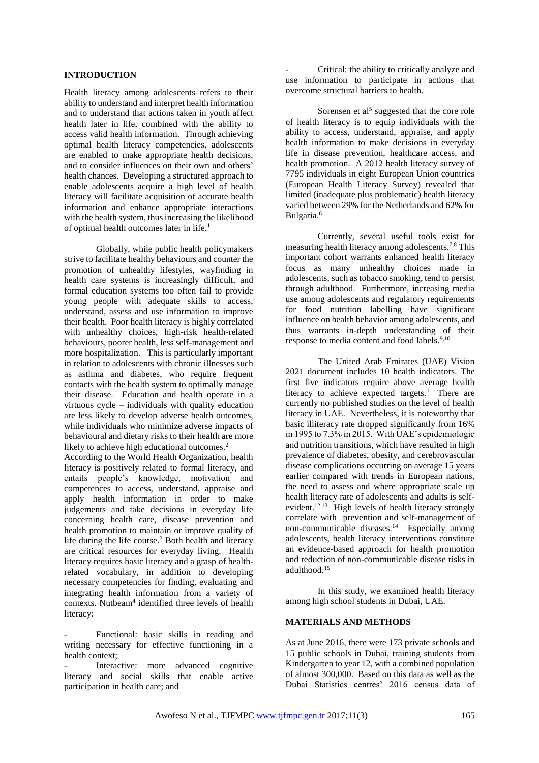## INTRODUCTION

Health literacy among adolescents refers to their ability to understand and interpret health information and to understand that actions taken in youth affect health later in life, combined with the ability to access valid health information. Through achieving optimal health literacy competencies, adolescents are enabled to make appropriate health decisions, and to consider influences on their own and others' health chances. Developing a structured approach to enable adolescents acquire a high level of health literacy will facilitate acquisition of accurate health information and enhance appropriate interactions with the health system, thus increasing the likelihood of optimal health outcomes later in life.[1]

Globally, while public health policymakers strive to facilitate healthy behaviours and counter the promotion of unhealthy lifestyles, wayfinding in health care systems is increasingly difficult, and formal education systems too often fail to provide young people with adequate skills to access, understand, assess and use information to improve their health. Poor health literacy is highly correlated with unhealthy choices, high-risk health-related behaviours, poorer health, less self-management and more hospitalization. This is particularly important in relation to adolescents with chronic illnesses such as asthma and diabetes, who require frequent contacts with the health system to optimally manage their disease. Education and health operate in a virtuous cycle – individuals with quality education are less likely to develop adverse health outcomes, while individuals who minimize adverse impacts of behavioural and dietary risks to their health are more likely to achieve high educational outcomes.[2]

According to the World Health Organization, health literacy is positively related to formal literacy, and entails people's knowledge, motivation and competences to access, understand, appraise and apply health information in order to make judgements and take decisions in everyday life concerning health care, disease prevention and health promotion to maintain or improve quality of life during the life course.[3] Both health and literacy are critical resources for everyday living. Health literacy requires basic literacy and a grasp of health-related vocabulary, in addition to developing necessary competencies for finding, evaluating and integrating health information from a variety of contexts. Nutbeam[4] identified three levels of health literacy:

- Functional: basic skills in reading and writing necessary for effective functioning in a health context;
- Interactive: more advanced cognitive literacy and social skills that enable active participation in health care; and
- Critical: the ability to critically analyze and use information to participate in actions that overcome structural barriers to health.

Sorensen et al[5] suggested that the core role of health literacy is to equip individuals with the ability to access, understand, appraise, and apply health information to make decisions in everyday life in disease prevention, healthcare access, and health promotion. A 2012 health literacy survey of 7795 individuals in eight European Union countries (European Health Literacy Survey) revealed that limited (inadequate plus problematic) health literacy varied between 29% for the Netherlands and 62% for Bulgaria.[6]

Currently, several useful tools exist for measuring health literacy among adolescents.[7,8] This important cohort warrants enhanced health literacy focus as many unhealthy choices made in adolescents, such as tobacco smoking, tend to persist through adulthood. Furthermore, increasing media use among adolescents and regulatory requirements for food nutrition labelling have significant influence on health behavior among adolescents, and thus warrants in-depth understanding of their response to media content and food labels.[9,10]

The United Arab Emirates (UAE) Vision 2021 document includes 10 health indicators. The first five indicators require above average health literacy to achieve expected targets.[11] There are currently no published studies on the level of health literacy in UAE. Nevertheless, it is noteworthy that basic illiteracy rate dropped significantly from 16% in 1995 to 7.3% in 2015. With UAE's epidemiologic and nutrition transitions, which have resulted in high prevalence of diabetes, obesity, and cerebrovascular disease complications occurring on average 15 years earlier compared with trends in European nations, the need to assess and where appropriate scale up health literacy rate of adolescents and adults is self-evident.[12,13] High levels of health literacy strongly correlate with prevention and self-management of non-communicable diseases.[14] Especially among adolescents, health literacy interventions constitute an evidence-based approach for health promotion and reduction of non-communicable disease risks in adulthood.[15]

In this study, we examined health literacy among high school students in Dubai, UAE.

## MATERIALS AND METHODS

As at June 2016, there were 173 private schools and 15 public schools in Dubai, training students from Kindergarten to year 12, with a combined population of almost 300,000. Based on this data as well as the Dubai Statistics centres' 2016 census data of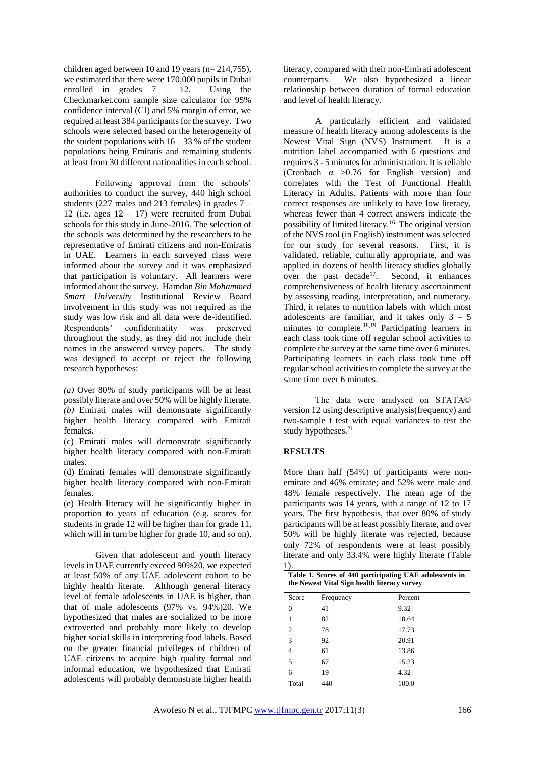children aged between 10 and 19 years (n= 214,755), we estimated that there were 170,000 pupils in Dubai enrolled in grades 7 – 12. Using the Checkmarket.com sample size calculator for 95% confidence interval (CI) and 5% margin of error, we required at least 384 participants for the survey. Two schools were selected based on the heterogeneity of the student populations with 16 – 33 % of the student populations being Emiratis and remaining students at least from 30 different nationalities in each school.

Following approval from the schools' authorities to conduct the survey, 440 high school students (227 males and 213 females) in grades 7 – 12 (i.e. ages 12 – 17) were recruited from Dubai schools for this study in June-2016. The selection of the schools was determined by the researchers to be representative of Emirati citizens and non-Emiratis in UAE. Learners in each surveyed class were informed about the survey and it was emphasized that participation is voluntary. All learners were informed about the survey. Hamdan *Bin Mohammed Smart University* Institutional Review Board involvement in this study was not required as the study was low risk and all data were de-identified. Respondents' confidentiality was preserved throughout the study, as they did not include their names in the answered survey papers. The study was designed to accept or reject the following research hypotheses:

*(a)* Over 80% of study participants will be at least possibly literate and over 50% will be highly literate.
*(b)* Emirati males will demonstrate significantly higher health literacy compared with Emirati females.
(c) Emirati males will demonstrate significantly higher health literacy compared with non-Emirati males.
(d) Emirati females will demonstrate significantly higher health literacy compared with non-Emirati females.
(e) Health literacy will be significantly higher in proportion to years of education (e.g. scores for students in grade 12 will be higher than for grade 11, which will in turn be higher for grade 10, and so on).

Given that adolescent and youth literacy levels in UAE currently exceed 90%20, we expected at least 50% of any UAE adolescent cohort to be highly health literate. Although general literacy level of female adolescents in UAE is higher, than that of male adolescents (97% vs. 94%)20. We hypothesized that males are socialized to be more extroverted and probably more likely to develop higher social skills in interpreting food labels. Based on the greater financial privileges of children of UAE citizens to acquire high quality formal and informal education, we hypothesized that Emirati adolescents will probably demonstrate higher health literacy, compared with their non-Emirati adolescent counterparts. We also hypothesized a linear relationship between duration of formal education and level of health literacy.

A particularly efficient and validated measure of health literacy among adolescents is the Newest Vital Sign (NVS) Instrument. It is a nutrition label accompanied with 6 questions and requires 3 - 5 minutes for administration. It is reliable (Cronbach $\alpha$ >0.76 for English version) and correlates with the Test of Functional Health Literacy in Adults. Patients with more than four correct responses are unlikely to have low literacy, whereas fewer than 4 correct answers indicate the possibility of limited literacy.[16] The original version of the NVS tool (in English) instrument was selected for our study for several reasons. First, it is validated, reliable, culturally appropriate, and was applied in dozens of health literacy studies globally over the past decade[17]. Second, it enhances comprehensiveness of health literacy ascertainment by assessing reading, interpretation, and numeracy. Third, it relates to nutrition labels with which most adolescents are familiar, and it takes only 3 – 5 minutes to complete.[18,19] Participating learners in each class took time off regular school activities to complete the survey at the same time over 6 minutes. Participating learners in each class took time off regular school activities to complete the survey at the same time over 6 minutes.

The data were analysed on STATA© version 12 using descriptive analysis(frequency) and two-sample t test with equal variances to test the study hypotheses.[21]

## RESULTS

More than half (54%) of participants were non-emirate and 46% emirate; and 52% were male and 48% female respectively. The mean age of the participants was 14 years, with a range of 12 to 17 years. The first hypothesis, that over 80% of study participants will be at least possibly literate, and over 50% will be highly literate was rejected, because only 72% of respondents were at least possibly literate and only 33.4% were highly literate (Table 1).

**Table 1. Scores of 440 participating UAE adolescents in the Newest Vital Sign health literacy survey**

| Score | Frequency | Percent |
|---|---|---|
| 0 | 41 | 9.32 |
| 1 | 82 | 18.64 |
| 2 | 78 | 17.73 |
| 3 | 92 | 20.91 |
| 4 | 61 | 13.86 |
| 5 | 67 | 15.23 |
| 6 | 19 | 4.32 |
| Total | 440 | 100.0 |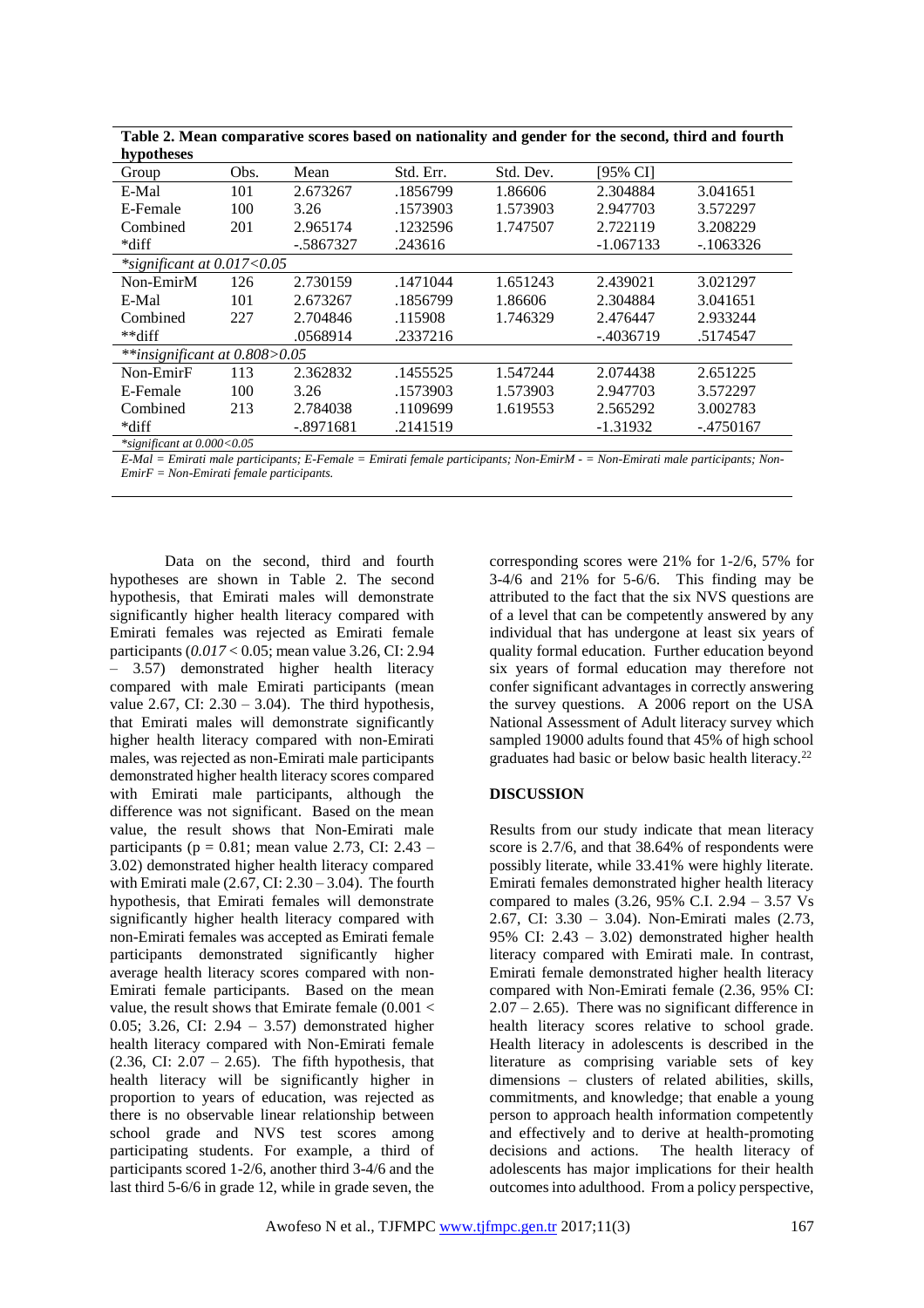**Table 2. Mean comparative scores based on nationality and gender for the second, third and fourth hypotheses**

| Group | Obs. | Mean | Std. Err. | Std. Dev. | [95% CI] | |
|---|---|---|---|---|---|---|
| E-Mal | 101 | 2.673267 | .1856799 | 1.86606 | 2.304884 | 3.041651 |
| E-Female | 100 | 3.26 | .1573903 | 1.573903 | 2.947703 | 3.572297 |
| Combined | 201 | 2.965174 | .1232596 | 1.747507 | 2.722119 | 3.208229 |
| *diff | | -.5867327 | .243616 | | -1.067133 | -.1063326 |
| *significant at 0.017<0.05 | | | | | | |
| Non-EmirM | 126 | 2.730159 | .1471044 | 1.651243 | 2.439021 | 3.021297 |
| E-Mal | 101 | 2.673267 | .1856799 | 1.86606 | 2.304884 | 3.041651 |
| Combined | 227 | 2.704846 | .115908 | 1.746329 | 2.476447 | 2.933244 |
| **diff | | .0568914 | .2337216 | | -.4036719 | .5174547 |
| **insignificant at 0.808>0.05 | | | | | | |
| Non-EmirF | 113 | 2.362832 | .1455525 | 1.547244 | 2.074438 | 2.651225 |
| E-Female | 100 | 3.26 | .1573903 | 1.573903 | 2.947703 | 3.572297 |
| Combined | 213 | 2.784038 | .1109699 | 1.619553 | 2.565292 | 3.002783 |
| *diff | | -.8971681 | .2141519 | | -1.31932 | -.4750167 |

*significant at 0.000<0.05

*E-Mal = Emirati male participants; E-Female = Emirati female participants; Non-EmirM - = Non-Emirati male participants; Non-EmirF = Non-Emirati female participants.*

Data on the second, third and fourth hypotheses are shown in Table 2. The second hypothesis, that Emirati males will demonstrate significantly higher health literacy compared with Emirati females was rejected as Emirati female participants (*0.017* < 0.05; mean value 3.26, CI: 2.94 – 3.57) demonstrated higher health literacy compared with male Emirati participants (mean value 2.67, CI: 2.30 – 3.04). The third hypothesis, that Emirati males will demonstrate significantly higher health literacy compared with non-Emirati males, was rejected as non-Emirati male participants demonstrated higher health literacy scores compared with Emirati male participants, although the difference was not significant. Based on the mean value, the result shows that Non-Emirati male participants ($p = 0.81$; mean value 2.73, CI: 2.43 – 3.02) demonstrated higher health literacy compared with Emirati male (2.67, CI: 2.30 – 3.04). The fourth hypothesis, that Emirati females will demonstrate significantly higher health literacy compared with non-Emirati females was accepted as Emirati female participants demonstrated significantly higher average health literacy scores compared with non-Emirati female participants. Based on the mean value, the result shows that Emirate female ($0.001 < 0.05$; 3.26, CI: 2.94 – 3.57) demonstrated higher health literacy compared with Non-Emirati female (2.36, CI: 2.07 – 2.65). The fifth hypothesis, that health literacy will be significantly higher in proportion to years of education, was rejected as there is no observable linear relationship between school grade and NVS test scores among participating students. For example, a third of participants scored 1-2/6, another third 3-4/6 and the last third 5-6/6 in grade 12, while in grade seven, the corresponding scores were 21% for 1-2/6, 57% for 3-4/6 and 21% for 5-6/6. This finding may be attributed to the fact that the six NVS questions are of a level that can be competently answered by any individual that has undergone at least six years of quality formal education. Further education beyond six years of formal education may therefore not confer significant advantages in correctly answering the survey questions. A 2006 report on the USA National Assessment of Adult literacy survey which sampled 19000 adults found that 45% of high school graduates had basic or below basic health literacy.[22]

## DISCUSSION

Results from our study indicate that mean literacy score is 2.7/6, and that 38.64% of respondents were possibly literate, while 33.41% were highly literate. Emirati females demonstrated higher health literacy compared to males (3.26, 95% C.I. 2.94 – 3.57 Vs 2.67, CI: 3.30 – 3.04). Non-Emirati males (2.73, 95% CI: 2.43 – 3.02) demonstrated higher health literacy compared with Emirati male. In contrast, Emirati female demonstrated higher health literacy compared with Non-Emirati female (2.36, 95% CI: 2.07 – 2.65). There was no significant difference in health literacy scores relative to school grade. Health literacy in adolescents is described in the literature as comprising variable sets of key dimensions – clusters of related abilities, skills, commitments, and knowledge; that enable a young person to approach health information competently and effectively and to derive at health-promoting decisions and actions. The health literacy of adolescents has major implications for their health outcomes into adulthood. From a policy perspective,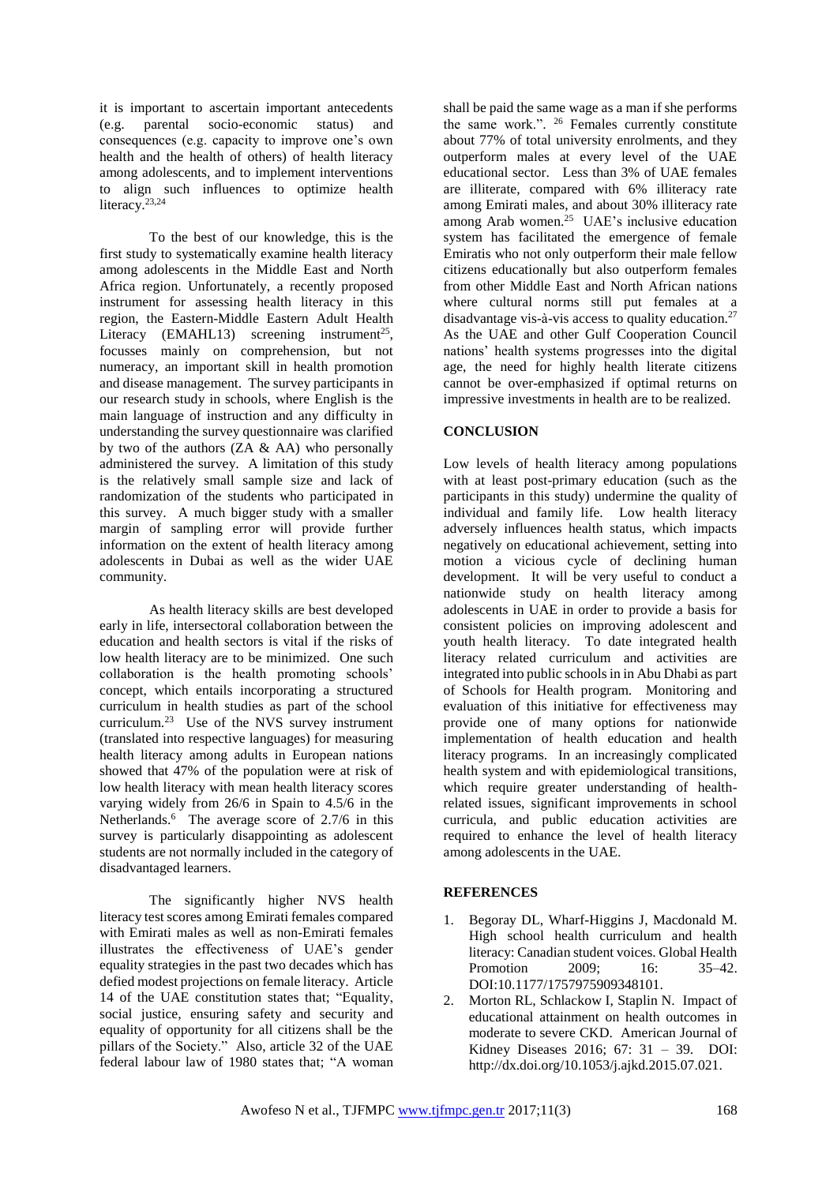it is important to ascertain important antecedents (e.g. parental socio-economic status) and consequences (e.g. capacity to improve one's own health and the health of others) of health literacy among adolescents, and to implement interventions to align such influences to optimize health literacy.[23,24]

To the best of our knowledge, this is the first study to systematically examine health literacy among adolescents in the Middle East and North Africa region. Unfortunately, a recently proposed instrument for assessing health literacy in this region, the Eastern-Middle Eastern Adult Health Literacy (EMAHL13) screening instrument[25], focusses mainly on comprehension, but not numeracy, an important skill in health promotion and disease management. The survey participants in our research study in schools, where English is the main language of instruction and any difficulty in understanding the survey questionnaire was clarified by two of the authors (ZA & AA) who personally administered the survey. A limitation of this study is the relatively small sample size and lack of randomization of the students who participated in this survey. A much bigger study with a smaller margin of sampling error will provide further information on the extent of health literacy among adolescents in Dubai as well as the wider UAE community.

As health literacy skills are best developed early in life, intersectoral collaboration between the education and health sectors is vital if the risks of low health literacy are to be minimized. One such collaboration is the health promoting schools' concept, which entails incorporating a structured curriculum in health studies as part of the school curriculum.[23] Use of the NVS survey instrument (translated into respective languages) for measuring health literacy among adults in European nations showed that 47% of the population were at risk of low health literacy with mean health literacy scores varying widely from 26/6 in Spain to 4.5/6 in the Netherlands.[6] The average score of 2.7/6 in this survey is particularly disappointing as adolescent students are not normally included in the category of disadvantaged learners.

The significantly higher NVS health literacy test scores among Emirati females compared with Emirati males as well as non-Emirati females illustrates the effectiveness of UAE's gender equality strategies in the past two decades which has defied modest projections on female literacy. Article 14 of the UAE constitution states that; "Equality, social justice, ensuring safety and security and equality of opportunity for all citizens shall be the pillars of the Society." Also, article 32 of the UAE federal labour law of 1980 states that; "A woman shall be paid the same wage as a man if she performs the same work.".[26] Females currently constitute about 77% of total university enrolments, and they outperform males at every level of the UAE educational sector. Less than 3% of UAE females are illiterate, compared with 6% illiteracy rate among Emirati males, and about 30% illiteracy rate among Arab women.[25] UAE's inclusive education system has facilitated the emergence of female Emiratis who not only outperform their male fellow citizens educationally but also outperform females from other Middle East and North African nations where cultural norms still put females at a disadvantage vis-à-vis access to quality education.[27] As the UAE and other Gulf Cooperation Council nations' health systems progresses into the digital age, the need for highly health literate citizens cannot be over-emphasized if optimal returns on impressive investments in health are to be realized.

## CONCLUSION

Low levels of health literacy among populations with at least post-primary education (such as the participants in this study) undermine the quality of individual and family life. Low health literacy adversely influences health status, which impacts negatively on educational achievement, setting into motion a vicious cycle of declining human development. It will be very useful to conduct a nationwide study on health literacy among adolescents in UAE in order to provide a basis for consistent policies on improving adolescent and youth health literacy. To date integrated health literacy related curriculum and activities are integrated into public schools in in Abu Dhabi as part of Schools for Health program. Monitoring and evaluation of this initiative for effectiveness may provide one of many options for nationwide implementation of health education and health literacy programs. In an increasingly complicated health system and with epidemiological transitions, which require greater understanding of health-related issues, significant improvements in school curricula, and public education activities are required to enhance the level of health literacy among adolescents in the UAE.

## REFERENCES

1. Begoray DL, Wharf-Higgins J, Macdonald M. High school health curriculum and health literacy: Canadian student voices. Global Health Promotion 2009; 16: 35–42. DOI:10.1177/1757975909348101.
2. Morton RL, Schlackow I, Staplin N. Impact of educational attainment on health outcomes in moderate to severe CKD. American Journal of Kidney Diseases 2016; 67: 31 – 39. DOI: http://dx.doi.org/10.1053/j.ajkd.2015.07.021.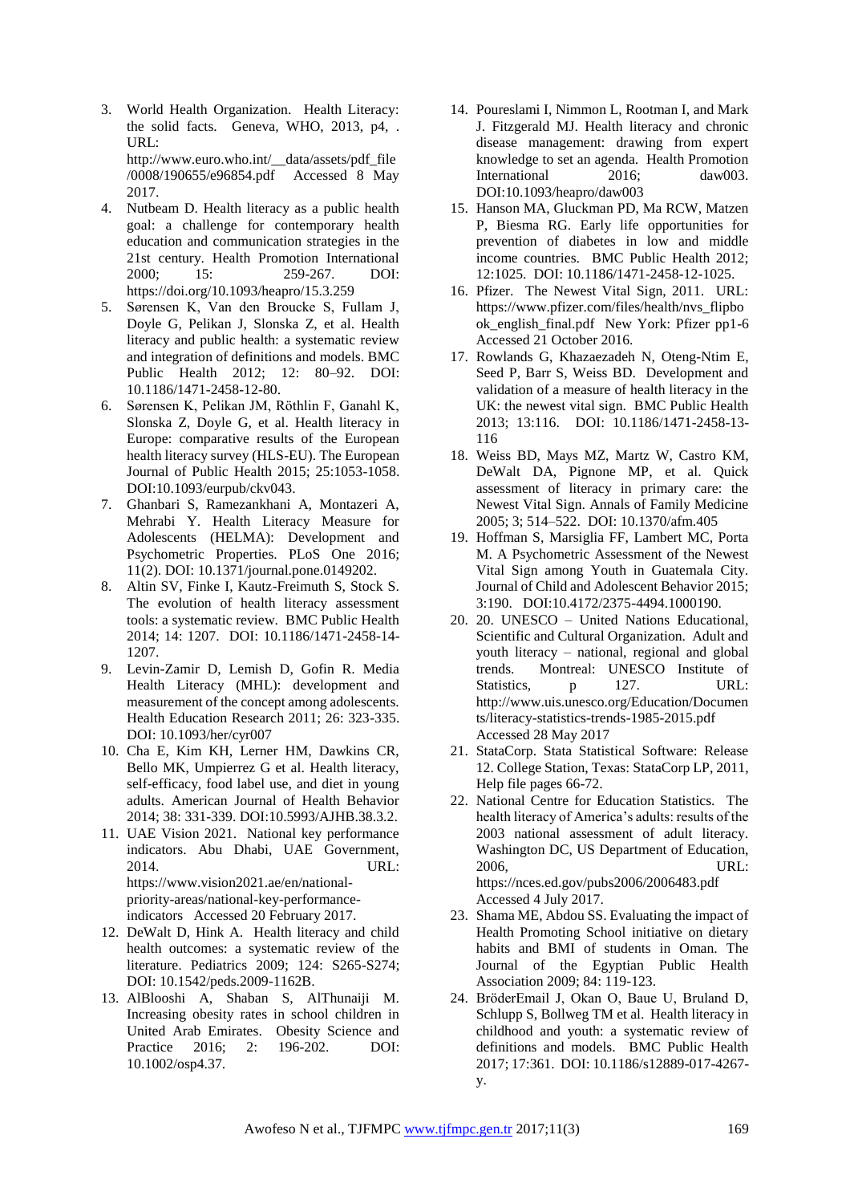3. World Health Organization. Health Literacy: the solid facts. Geneva, WHO, 2013, p4, . URL: http://www.euro.who.int/__data/assets/pdf_file/0008/190655/e96854.pdf Accessed 8 May 2017.
4. Nutbeam D. Health literacy as a public health goal: a challenge for contemporary health education and communication strategies in the 21st century. Health Promotion International 2000; 15: 259-267. DOI: https://doi.org/10.1093/heapro/15.3.259
5. Sørensen K, Van den Broucke S, Fullam J, Doyle G, Pelikan J, Slonska Z, et al. Health literacy and public health: a systematic review and integration of definitions and models. BMC Public Health 2012; 12: 80–92. DOI: 10.1186/1471-2458-12-80.
6. Sørensen K, Pelikan JM, Röthlin F, Ganahl K, Slonska Z, Doyle G, et al. Health literacy in Europe: comparative results of the European health literacy survey (HLS-EU). The European Journal of Public Health 2015; 25:1053-1058. DOI:10.1093/eurpub/ckv043.
7. Ghanbari S, Ramezankhani A, Montazeri A, Mehrabi Y. Health Literacy Measure for Adolescents (HELMA): Development and Psychometric Properties. PLoS One 2016; 11(2). DOI: 10.1371/journal.pone.0149202.
8. Altin SV, Finke I, Kautz-Freimuth S, Stock S. The evolution of health literacy assessment tools: a systematic review. BMC Public Health 2014; 14: 1207. DOI: 10.1186/1471-2458-14-1207.
9. Levin-Zamir D, Lemish D, Gofin R. Media Health Literacy (MHL): development and measurement of the concept among adolescents. Health Education Research 2011; 26: 323-335. DOI: 10.1093/her/cyr007
10. Cha E, Kim KH, Lerner HM, Dawkins CR, Bello MK, Umpierrez G et al. Health literacy, self-efficacy, food label use, and diet in young adults. American Journal of Health Behavior 2014; 38: 331-339. DOI:10.5993/AJHB.38.3.2.
11. UAE Vision 2021. National key performance indicators. Abu Dhabi, UAE Government, 2014. URL: https://www.vision2021.ae/en/national-priority-areas/national-key-performance-indicators Accessed 20 February 2017.
12. DeWalt D, Hink A. Health literacy and child health outcomes: a systematic review of the literature. Pediatrics 2009; 124: S265-S274; DOI: 10.1542/peds.2009-1162B.
13. AlBlooshi A, Shaban S, AlThunaiji M. Increasing obesity rates in school children in United Arab Emirates. Obesity Science and Practice 2016; 2: 196-202. DOI: 10.1002/osp4.37.
14. Poureslami I, Nimmon L, Rootman I, and Mark J. Fitzgerald MJ. Health literacy and chronic disease management: drawing from expert knowledge to set an agenda. Health Promotion International 2016; daw003. DOI:10.1093/heapro/daw003
15. Hanson MA, Gluckman PD, Ma RCW, Matzen P, Biesma RG. Early life opportunities for prevention of diabetes in low and middle income countries. BMC Public Health 2012; 12:1025. DOI: 10.1186/1471-2458-12-1025.
16. Pfizer. The Newest Vital Sign, 2011. URL: https://www.pfizer.com/files/health/nvs_flipbook_english_final.pdf New York: Pfizer pp1-6 Accessed 21 October 2016.
17. Rowlands G, Khazaezadeh N, Oteng-Ntim E, Seed P, Barr S, Weiss BD. Development and validation of a measure of health literacy in the UK: the newest vital sign. BMC Public Health 2013; 13:116. DOI: 10.1186/1471-2458-13-116
18. Weiss BD, Mays MZ, Martz W, Castro KM, DeWalt DA, Pignone MP, et al. Quick assessment of literacy in primary care: the Newest Vital Sign. Annals of Family Medicine 2005; 3; 514–522. DOI: 10.1370/afm.405
19. Hoffman S, Marsiglia FF, Lambert MC, Porta M. A Psychometric Assessment of the Newest Vital Sign among Youth in Guatemala City. Journal of Child and Adolescent Behavior 2015; 3:190. DOI:10.4172/2375-4494.1000190.
20. 20. UNESCO – United Nations Educational, Scientific and Cultural Organization. Adult and youth literacy – national, regional and global trends. Montreal: UNESCO Institute of Statistics, p 127. URL: http://www.uis.unesco.org/Education/Documents/literacy-statistics-trends-1985-2015.pdf Accessed 28 May 2017
21. StataCorp. Stata Statistical Software: Release 12. College Station, Texas: StataCorp LP, 2011, Help file pages 66-72.
22. National Centre for Education Statistics. The health literacy of America's adults: results of the 2003 national assessment of adult literacy. Washington DC, US Department of Education, 2006, URL: https://nces.ed.gov/pubs2006/2006483.pdf Accessed 4 July 2017.
23. Shama ME, Abdou SS. Evaluating the impact of Health Promoting School initiative on dietary habits and BMI of students in Oman. The Journal of the Egyptian Public Health Association 2009; 84: 119-123.
24. BröderEmail J, Okan O, Baue U, Bruland D, Schlupp S, Bollweg TM et al. Health literacy in childhood and youth: a systematic review of definitions and models. BMC Public Health 2017; 17:361. DOI: 10.1186/s12889-017-4267-y.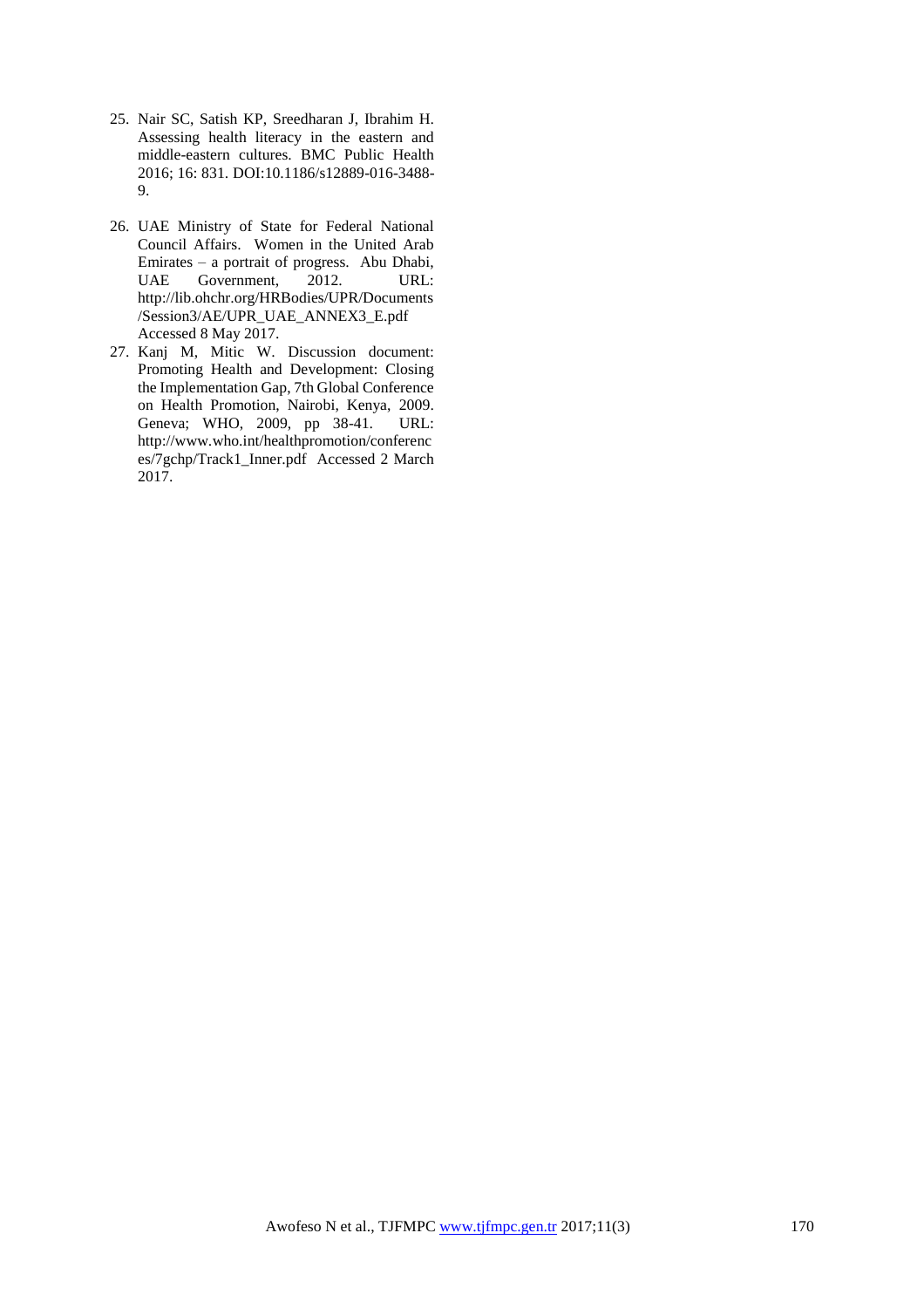25. Nair SC, Satish KP, Sreedharan J, Ibrahim H. Assessing health literacy in the eastern and middle-eastern cultures. BMC Public Health 2016; 16: 831. DOI:10.1186/s12889-016-3488-9.

26. UAE Ministry of State for Federal National Council Affairs. Women in the United Arab Emirates – a portrait of progress. Abu Dhabi, UAE Government, 2012. URL: http://lib.ohchr.org/HRBodies/UPR/Documents/Session3/AE/UPR_UAE_ANNEX3_E.pdf Accessed 8 May 2017.

27. Kanj M, Mitic W. Discussion document: Promoting Health and Development: Closing the Implementation Gap, 7th Global Conference on Health Promotion, Nairobi, Kenya, 2009. Geneva; WHO, 2009, pp 38-41. URL: http://www.who.int/healthpromotion/conferences/7gchp/Track1_Inner.pdf Accessed 2 March 2017.